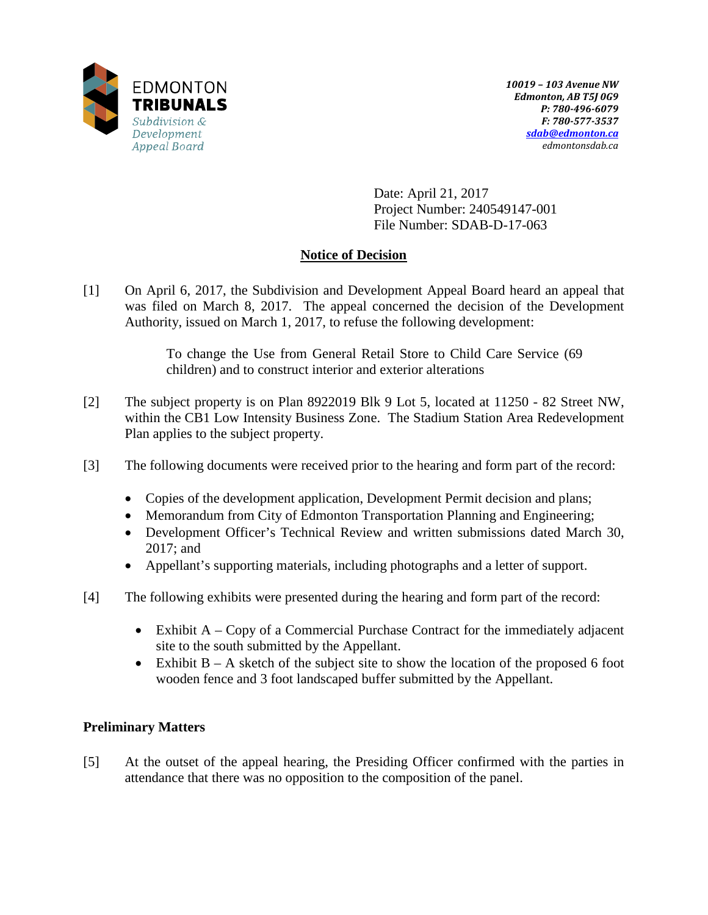EDMONTON
**TRIBUNALS**
*Subdivision & Development Appeal Board*

***10019 – 103 Avenue NW***
***Edmonton, AB T5J 0G9***
***P: 780-496-6079***
***F: 780-577-3537***
***sdab@edmonton.ca***
*edmontonsdab.ca*

Date: April 21, 2017
Project Number: 240549147-001
File Number: SDAB-D-17-063

## Notice of Decision

[1] On April 6, 2017, the Subdivision and Development Appeal Board heard an appeal that was filed on March 8, 2017. The appeal concerned the decision of the Development Authority, issued on March 1, 2017, to refuse the following development:

> To change the Use from General Retail Store to Child Care Service (69 children) and to construct interior and exterior alterations

[2] The subject property is on Plan 8922019 Blk 9 Lot 5, located at 11250 - 82 Street NW, within the CB1 Low Intensity Business Zone. The Stadium Station Area Redevelopment Plan applies to the subject property.

[3] The following documents were received prior to the hearing and form part of the record:

- Copies of the development application, Development Permit decision and plans;
- Memorandum from City of Edmonton Transportation Planning and Engineering;
- Development Officer's Technical Review and written submissions dated March 30, 2017; and
- Appellant's supporting materials, including photographs and a letter of support.

[4] The following exhibits were presented during the hearing and form part of the record:

- Exhibit A – Copy of a Commercial Purchase Contract for the immediately adjacent site to the south submitted by the Appellant.
- Exhibit B – A sketch of the subject site to show the location of the proposed 6 foot wooden fence and 3 foot landscaped buffer submitted by the Appellant.

### Preliminary Matters

[5] At the outset of the appeal hearing, the Presiding Officer confirmed with the parties in attendance that there was no opposition to the composition of the panel.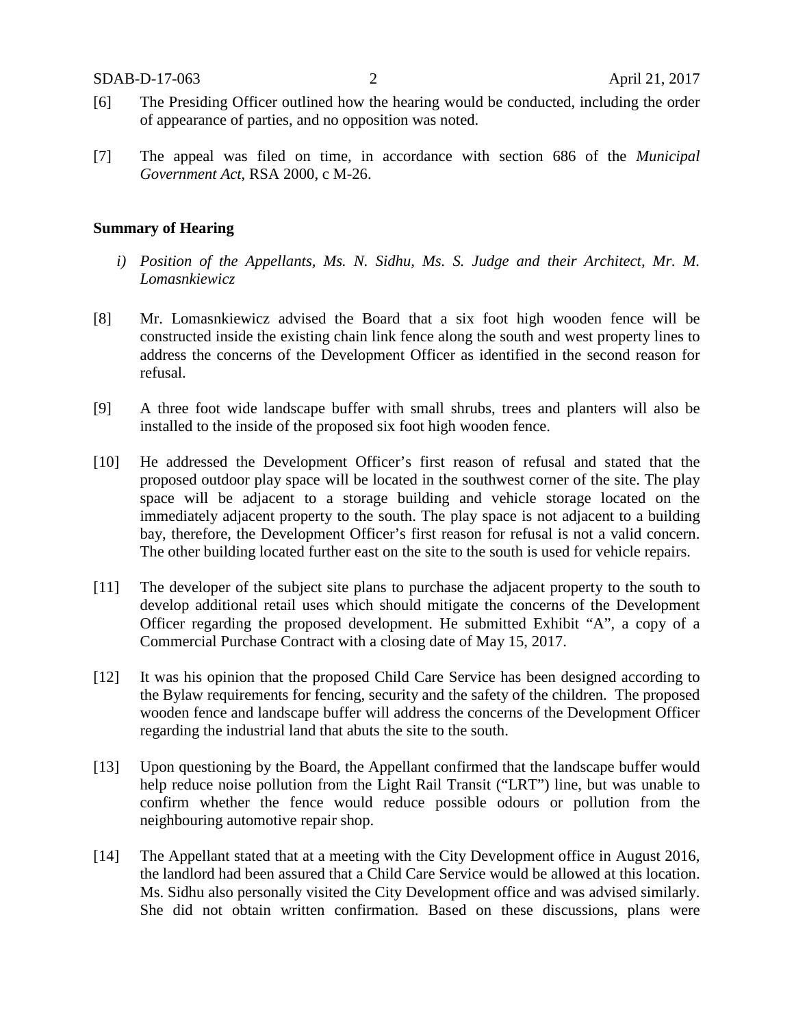[6] The Presiding Officer outlined how the hearing would be conducted, including the order of appearance of parties, and no opposition was noted.

[7] The appeal was filed on time, in accordance with section 686 of the *Municipal Government Act*, RSA 2000, c M-26.

**Summary of Hearing**

*i) Position of the Appellants, Ms. N. Sidhu, Ms. S. Judge and their Architect, Mr. M. Lomasnkiewicz*

[8] Mr. Lomasnkiewicz advised the Board that a six foot high wooden fence will be constructed inside the existing chain link fence along the south and west property lines to address the concerns of the Development Officer as identified in the second reason for refusal.

[9] A three foot wide landscape buffer with small shrubs, trees and planters will also be installed to the inside of the proposed six foot high wooden fence.

[10] He addressed the Development Officer's first reason of refusal and stated that the proposed outdoor play space will be located in the southwest corner of the site. The play space will be adjacent to a storage building and vehicle storage located on the immediately adjacent property to the south. The play space is not adjacent to a building bay, therefore, the Development Officer's first reason for refusal is not a valid concern. The other building located further east on the site to the south is used for vehicle repairs.

[11] The developer of the subject site plans to purchase the adjacent property to the south to develop additional retail uses which should mitigate the concerns of the Development Officer regarding the proposed development. He submitted Exhibit "A", a copy of a Commercial Purchase Contract with a closing date of May 15, 2017.

[12] It was his opinion that the proposed Child Care Service has been designed according to the Bylaw requirements for fencing, security and the safety of the children. The proposed wooden fence and landscape buffer will address the concerns of the Development Officer regarding the industrial land that abuts the site to the south.

[13] Upon questioning by the Board, the Appellant confirmed that the landscape buffer would help reduce noise pollution from the Light Rail Transit ("LRT") line, but was unable to confirm whether the fence would reduce possible odours or pollution from the neighbouring automotive repair shop.

[14] The Appellant stated that at a meeting with the City Development office in August 2016, the landlord had been assured that a Child Care Service would be allowed at this location. Ms. Sidhu also personally visited the City Development office and was advised similarly. She did not obtain written confirmation. Based on these discussions, plans were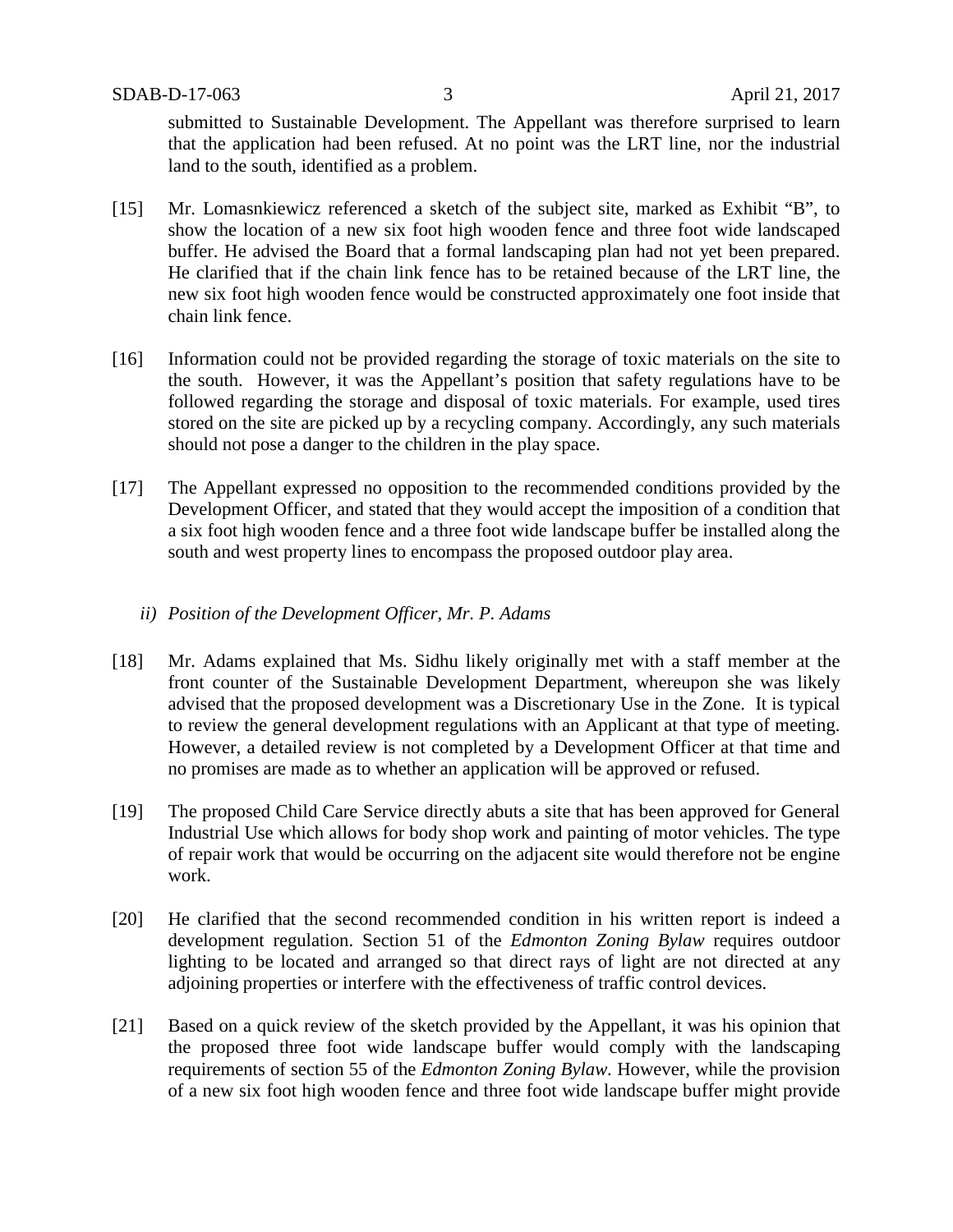submitted to Sustainable Development. The Appellant was therefore surprised to learn that the application had been refused. At no point was the LRT line, nor the industrial land to the south, identified as a problem.

[15] Mr. Lomasnkiewicz referenced a sketch of the subject site, marked as Exhibit "B", to show the location of a new six foot high wooden fence and three foot wide landscaped buffer. He advised the Board that a formal landscaping plan had not yet been prepared. He clarified that if the chain link fence has to be retained because of the LRT line, the new six foot high wooden fence would be constructed approximately one foot inside that chain link fence.

[16] Information could not be provided regarding the storage of toxic materials on the site to the south. However, it was the Appellant's position that safety regulations have to be followed regarding the storage and disposal of toxic materials. For example, used tires stored on the site are picked up by a recycling company. Accordingly, any such materials should not pose a danger to the children in the play space.

[17] The Appellant expressed no opposition to the recommended conditions provided by the Development Officer, and stated that they would accept the imposition of a condition that a six foot high wooden fence and a three foot wide landscape buffer be installed along the south and west property lines to encompass the proposed outdoor play area.

*ii) Position of the Development Officer, Mr. P. Adams*

[18] Mr. Adams explained that Ms. Sidhu likely originally met with a staff member at the front counter of the Sustainable Development Department, whereupon she was likely advised that the proposed development was a Discretionary Use in the Zone. It is typical to review the general development regulations with an Applicant at that type of meeting. However, a detailed review is not completed by a Development Officer at that time and no promises are made as to whether an application will be approved or refused.

[19] The proposed Child Care Service directly abuts a site that has been approved for General Industrial Use which allows for body shop work and painting of motor vehicles. The type of repair work that would be occurring on the adjacent site would therefore not be engine work.

[20] He clarified that the second recommended condition in his written report is indeed a development regulation. Section 51 of the *Edmonton Zoning Bylaw* requires outdoor lighting to be located and arranged so that direct rays of light are not directed at any adjoining properties or interfere with the effectiveness of traffic control devices.

[21] Based on a quick review of the sketch provided by the Appellant, it was his opinion that the proposed three foot wide landscape buffer would comply with the landscaping requirements of section 55 of the *Edmonton Zoning Bylaw.* However, while the provision of a new six foot high wooden fence and three foot wide landscape buffer might provide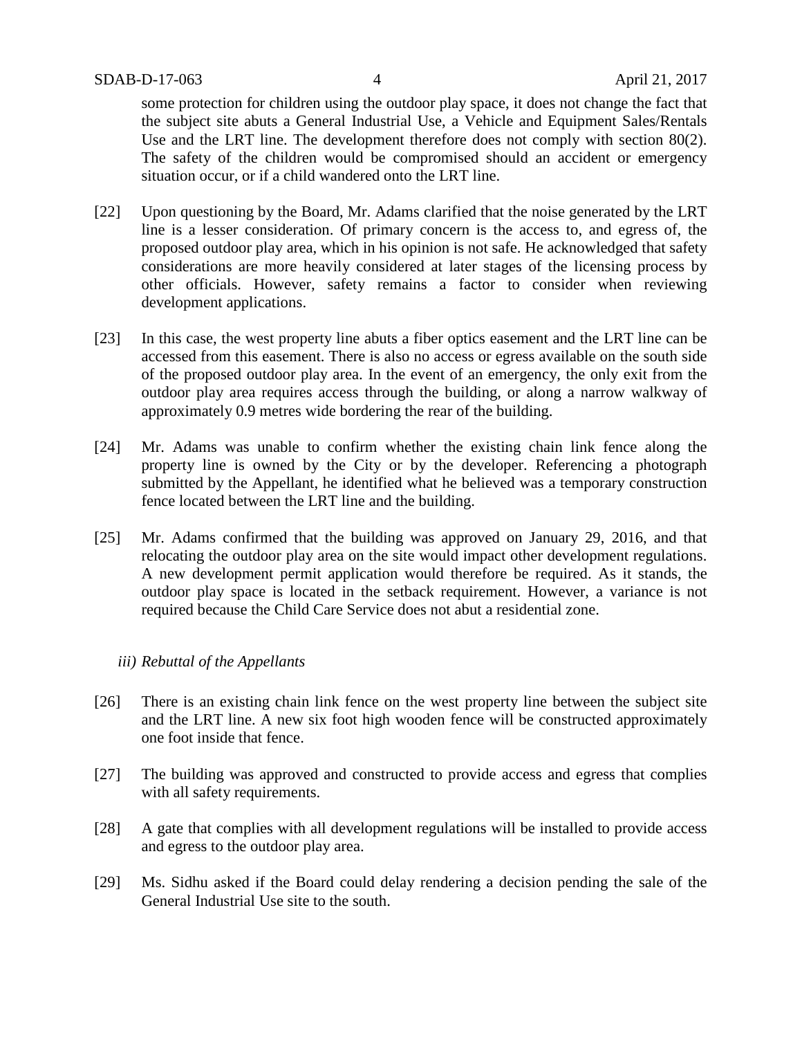some protection for children using the outdoor play space, it does not change the fact that the subject site abuts a General Industrial Use, a Vehicle and Equipment Sales/Rentals Use and the LRT line. The development therefore does not comply with section 80(2). The safety of the children would be compromised should an accident or emergency situation occur, or if a child wandered onto the LRT line.

[22] Upon questioning by the Board, Mr. Adams clarified that the noise generated by the LRT line is a lesser consideration. Of primary concern is the access to, and egress of, the proposed outdoor play area, which in his opinion is not safe. He acknowledged that safety considerations are more heavily considered at later stages of the licensing process by other officials. However, safety remains a factor to consider when reviewing development applications.

[23] In this case, the west property line abuts a fiber optics easement and the LRT line can be accessed from this easement. There is also no access or egress available on the south side of the proposed outdoor play area. In the event of an emergency, the only exit from the outdoor play area requires access through the building, or along a narrow walkway of approximately 0.9 metres wide bordering the rear of the building.

[24] Mr. Adams was unable to confirm whether the existing chain link fence along the property line is owned by the City or by the developer. Referencing a photograph submitted by the Appellant, he identified what he believed was a temporary construction fence located between the LRT line and the building.

[25] Mr. Adams confirmed that the building was approved on January 29, 2016, and that relocating the outdoor play area on the site would impact other development regulations. A new development permit application would therefore be required. As it stands, the outdoor play space is located in the setback requirement. However, a variance is not required because the Child Care Service does not abut a residential zone.

*iii) Rebuttal of the Appellants*

[26] There is an existing chain link fence on the west property line between the subject site and the LRT line. A new six foot high wooden fence will be constructed approximately one foot inside that fence.

[27] The building was approved and constructed to provide access and egress that complies with all safety requirements.

[28] A gate that complies with all development regulations will be installed to provide access and egress to the outdoor play area.

[29] Ms. Sidhu asked if the Board could delay rendering a decision pending the sale of the General Industrial Use site to the south.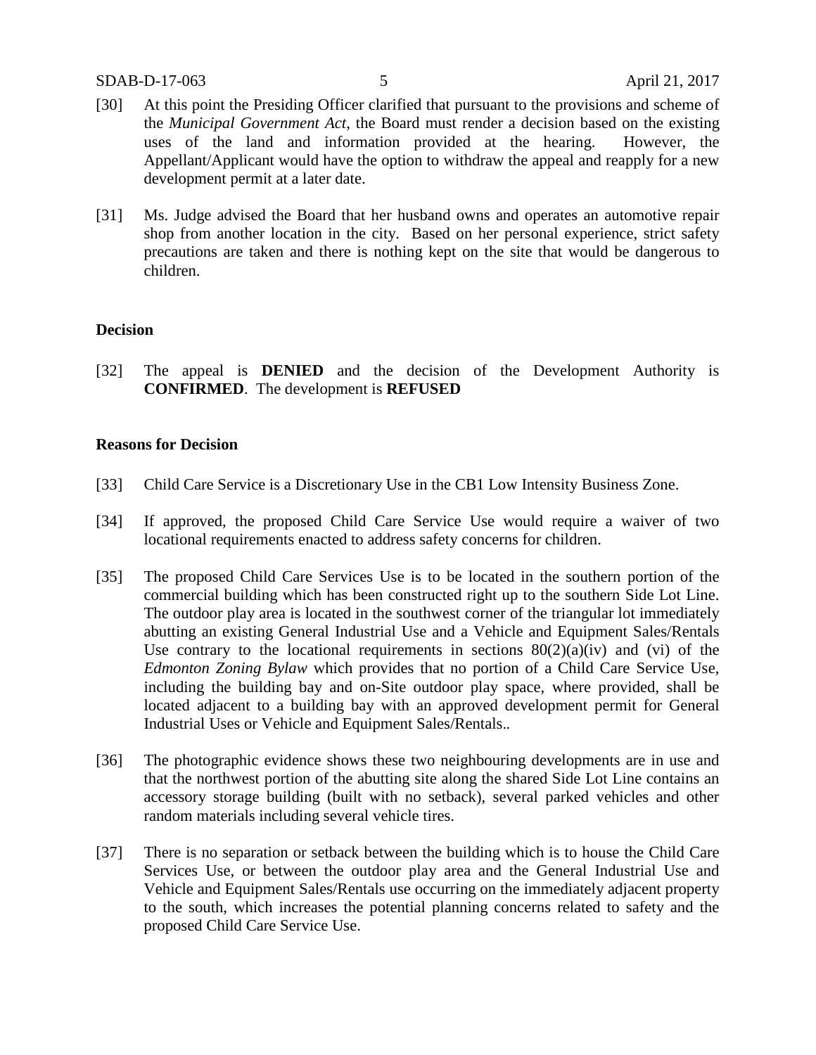[30] At this point the Presiding Officer clarified that pursuant to the provisions and scheme of the *Municipal Government Act*, the Board must render a decision based on the existing uses of the land and information provided at the hearing. However, the Appellant/Applicant would have the option to withdraw the appeal and reapply for a new development permit at a later date.

[31] Ms. Judge advised the Board that her husband owns and operates an automotive repair shop from another location in the city. Based on her personal experience, strict safety precautions are taken and there is nothing kept on the site that would be dangerous to children.

**Decision**

[32] The appeal is **DENIED** and the decision of the Development Authority is **CONFIRMED**. The development is **REFUSED**

**Reasons for Decision**

[33] Child Care Service is a Discretionary Use in the CB1 Low Intensity Business Zone.

[34] If approved, the proposed Child Care Service Use would require a waiver of two locational requirements enacted to address safety concerns for children.

[35] The proposed Child Care Services Use is to be located in the southern portion of the commercial building which has been constructed right up to the southern Side Lot Line. The outdoor play area is located in the southwest corner of the triangular lot immediately abutting an existing General Industrial Use and a Vehicle and Equipment Sales/Rentals Use contrary to the locational requirements in sections 80(2)(a)(iv) and (vi) of the *Edmonton Zoning Bylaw* which provides that no portion of a Child Care Service Use, including the building bay and on-Site outdoor play space, where provided, shall be located adjacent to a building bay with an approved development permit for General Industrial Uses or Vehicle and Equipment Sales/Rentals..

[36] The photographic evidence shows these two neighbouring developments are in use and that the northwest portion of the abutting site along the shared Side Lot Line contains an accessory storage building (built with no setback), several parked vehicles and other random materials including several vehicle tires.

[37] There is no separation or setback between the building which is to house the Child Care Services Use, or between the outdoor play area and the General Industrial Use and Vehicle and Equipment Sales/Rentals use occurring on the immediately adjacent property to the south, which increases the potential planning concerns related to safety and the proposed Child Care Service Use.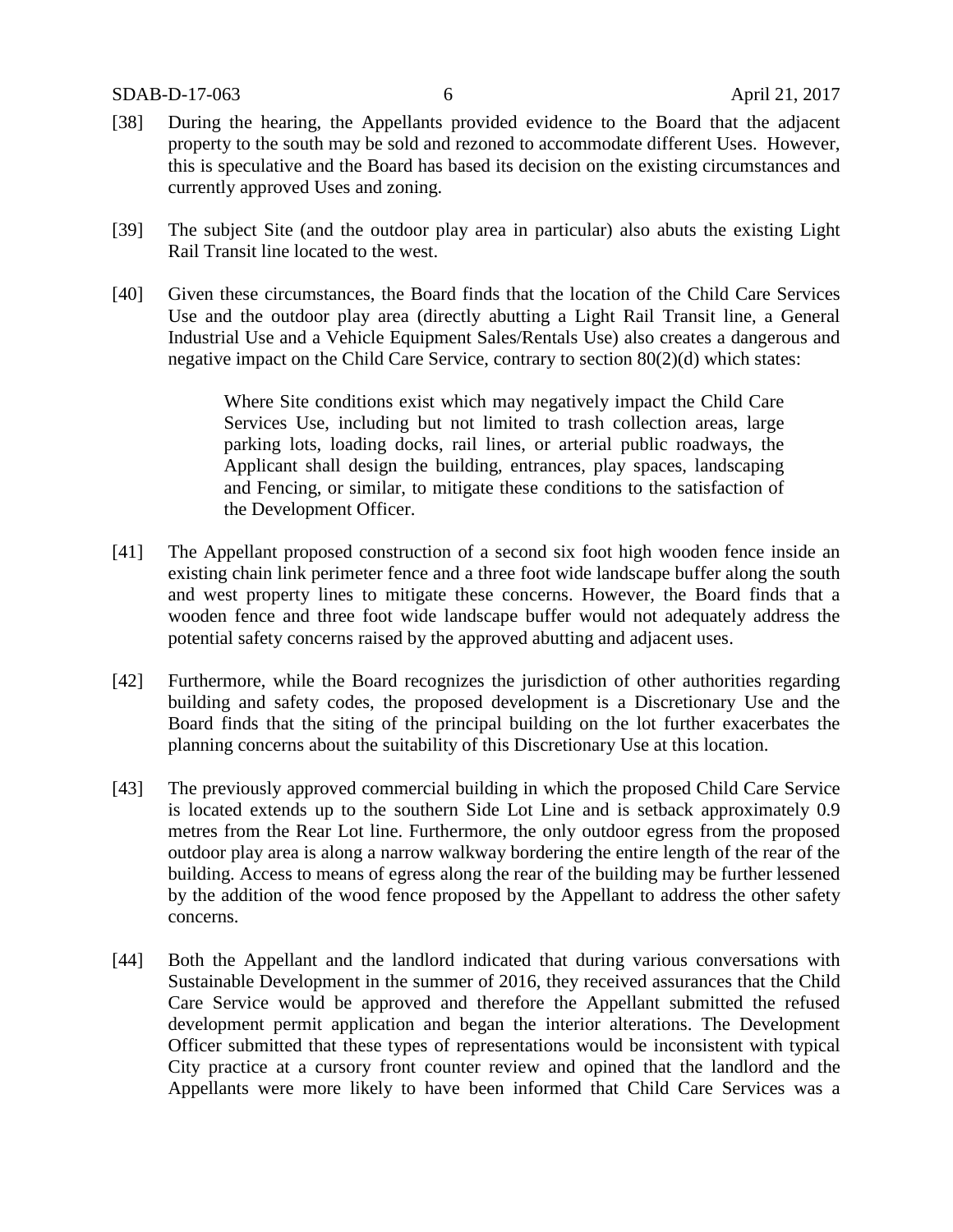[38] During the hearing, the Appellants provided evidence to the Board that the adjacent property to the south may be sold and rezoned to accommodate different Uses. However, this is speculative and the Board has based its decision on the existing circumstances and currently approved Uses and zoning.

[39] The subject Site (and the outdoor play area in particular) also abuts the existing Light Rail Transit line located to the west.

[40] Given these circumstances, the Board finds that the location of the Child Care Services Use and the outdoor play area (directly abutting a Light Rail Transit line, a General Industrial Use and a Vehicle Equipment Sales/Rentals Use) also creates a dangerous and negative impact on the Child Care Service, contrary to section 80(2)(d) which states:

> Where Site conditions exist which may negatively impact the Child Care Services Use, including but not limited to trash collection areas, large parking lots, loading docks, rail lines, or arterial public roadways, the Applicant shall design the building, entrances, play spaces, landscaping and Fencing, or similar, to mitigate these conditions to the satisfaction of the Development Officer.

[41] The Appellant proposed construction of a second six foot high wooden fence inside an existing chain link perimeter fence and a three foot wide landscape buffer along the south and west property lines to mitigate these concerns. However, the Board finds that a wooden fence and three foot wide landscape buffer would not adequately address the potential safety concerns raised by the approved abutting and adjacent uses.

[42] Furthermore, while the Board recognizes the jurisdiction of other authorities regarding building and safety codes, the proposed development is a Discretionary Use and the Board finds that the siting of the principal building on the lot further exacerbates the planning concerns about the suitability of this Discretionary Use at this location.

[43] The previously approved commercial building in which the proposed Child Care Service is located extends up to the southern Side Lot Line and is setback approximately 0.9 metres from the Rear Lot line. Furthermore, the only outdoor egress from the proposed outdoor play area is along a narrow walkway bordering the entire length of the rear of the building. Access to means of egress along the rear of the building may be further lessened by the addition of the wood fence proposed by the Appellant to address the other safety concerns.

[44] Both the Appellant and the landlord indicated that during various conversations with Sustainable Development in the summer of 2016, they received assurances that the Child Care Service would be approved and therefore the Appellant submitted the refused development permit application and began the interior alterations. The Development Officer submitted that these types of representations would be inconsistent with typical City practice at a cursory front counter review and opined that the landlord and the Appellants were more likely to have been informed that Child Care Services was a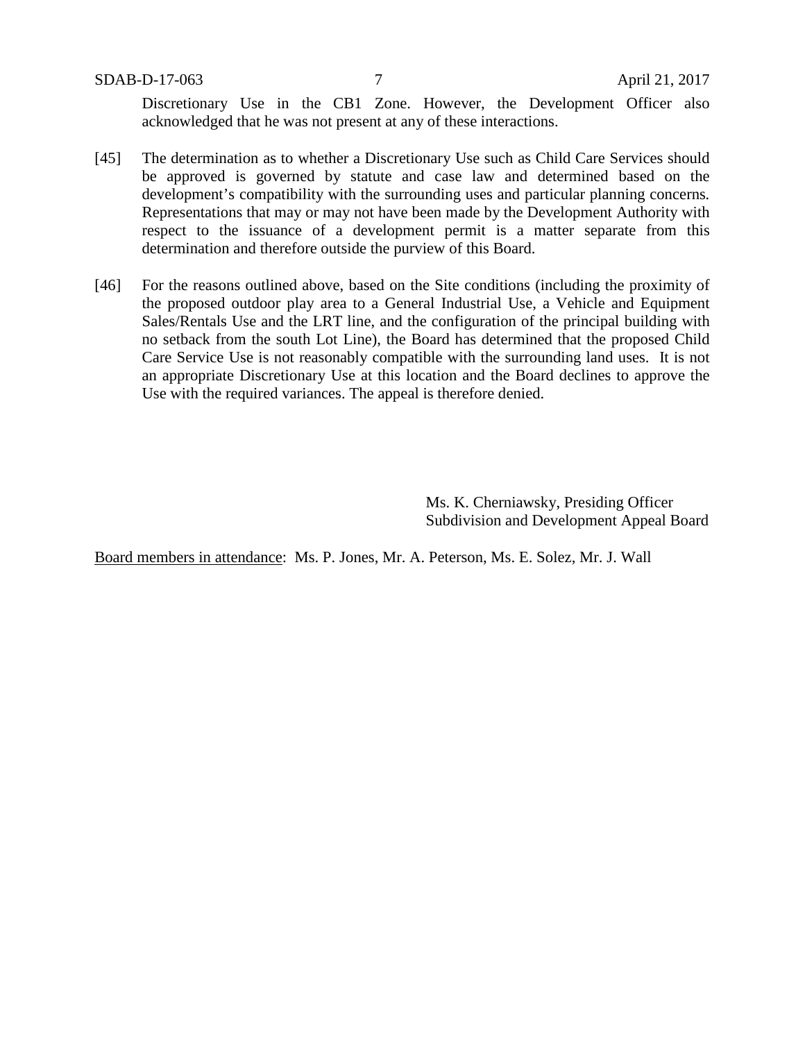Discretionary Use in the CB1 Zone. However, the Development Officer also acknowledged that he was not present at any of these interactions.

[45] The determination as to whether a Discretionary Use such as Child Care Services should be approved is governed by statute and case law and determined based on the development's compatibility with the surrounding uses and particular planning concerns. Representations that may or may not have been made by the Development Authority with respect to the issuance of a development permit is a matter separate from this determination and therefore outside the purview of this Board.

[46] For the reasons outlined above, based on the Site conditions (including the proximity of the proposed outdoor play area to a General Industrial Use, a Vehicle and Equipment Sales/Rentals Use and the LRT line, and the configuration of the principal building with no setback from the south Lot Line), the Board has determined that the proposed Child Care Service Use is not reasonably compatible with the surrounding land uses. It is not an appropriate Discretionary Use at this location and the Board declines to approve the Use with the required variances. The appeal is therefore denied.

Ms. K. Cherniawsky, Presiding Officer
Subdivision and Development Appeal Board

Board members in attendance: Ms. P. Jones, Mr. A. Peterson, Ms. E. Solez, Mr. J. Wall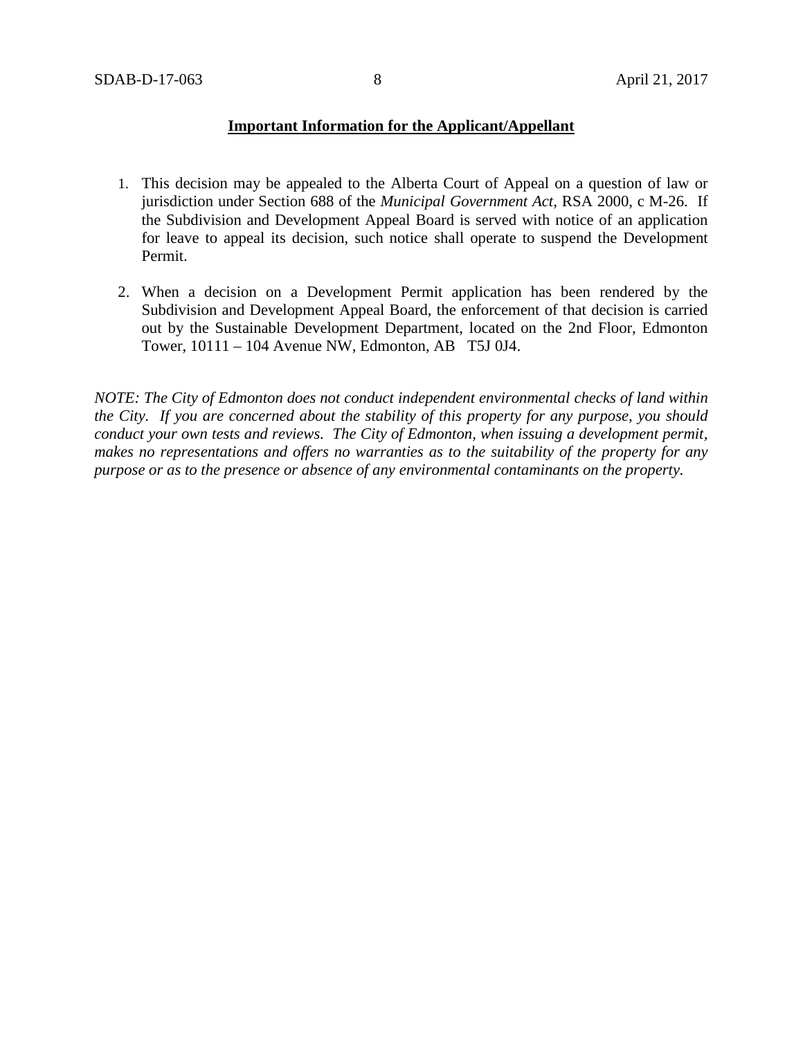**Important Information for the Applicant/Appellant**

1. This decision may be appealed to the Alberta Court of Appeal on a question of law or jurisdiction under Section 688 of the *Municipal Government Act*, RSA 2000, c M-26. If the Subdivision and Development Appeal Board is served with notice of an application for leave to appeal its decision, such notice shall operate to suspend the Development Permit.

2. When a decision on a Development Permit application has been rendered by the Subdivision and Development Appeal Board, the enforcement of that decision is carried out by the Sustainable Development Department, located on the 2nd Floor, Edmonton Tower, 10111 – 104 Avenue NW, Edmonton, AB T5J 0J4.

*NOTE: The City of Edmonton does not conduct independent environmental checks of land within the City. If you are concerned about the stability of this property for any purpose, you should conduct your own tests and reviews. The City of Edmonton, when issuing a development permit, makes no representations and offers no warranties as to the suitability of the property for any purpose or as to the presence or absence of any environmental contaminants on the property.*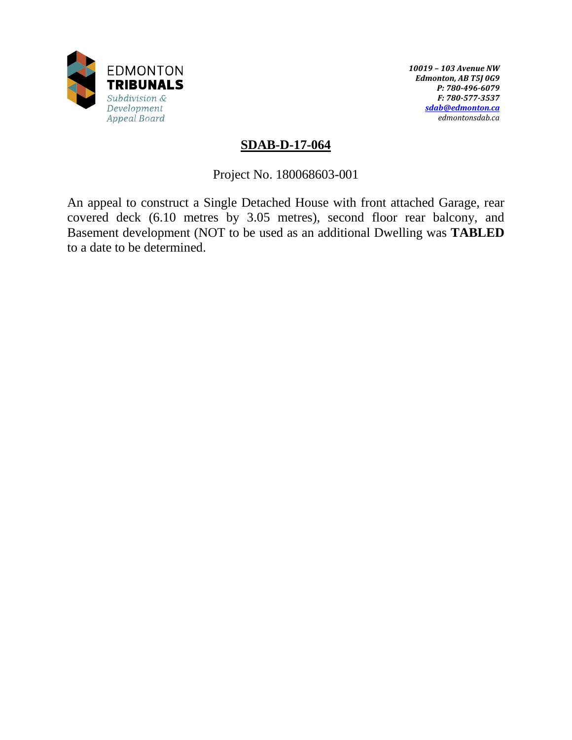EDMONTON
**TRIBUNALS**
*Subdivision & Development Appeal Board*

*10019 – 103 Avenue NW*
*Edmonton, AB T5J 0G9*
*P: 780-496-6079*
*F: 780-577-3537*
*sdab@edmonton.ca*
*edmontonsdab.ca*

**SDAB-D-17-064**

Project No. 180068603-001

An appeal to construct a Single Detached House with front attached Garage, rear covered deck (6.10 metres by 3.05 metres), second floor rear balcony, and Basement development (NOT to be used as an additional Dwelling was **TABLED** to a date to be determined.